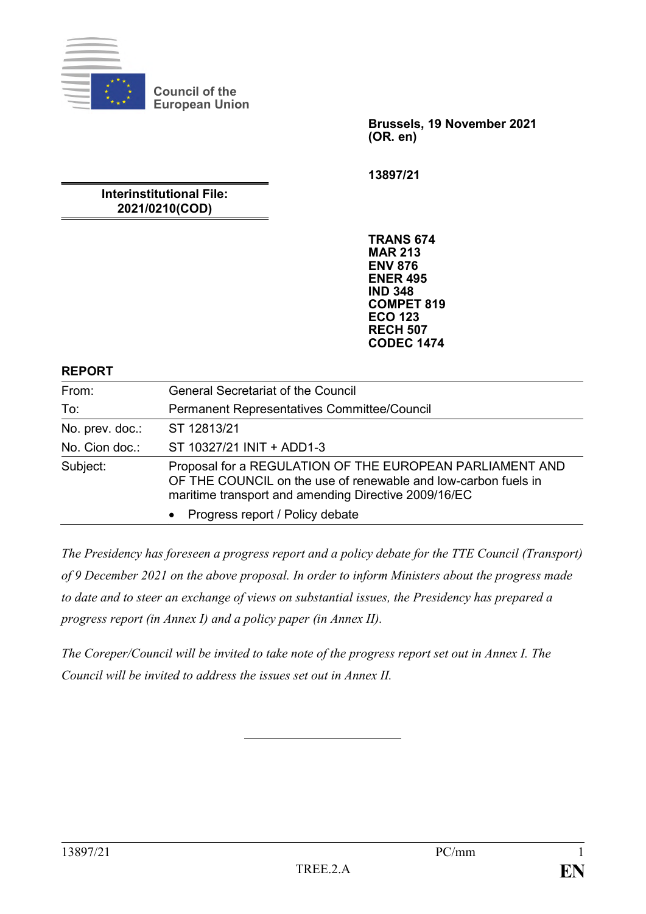Council of the European Union

**Brussels, 19 November 2021**
**(OR. en)**

**13897/21**

**Interinstitutional File:**
**2021/0210(COD)**

**TRANS 674**
**MAR 213**
**ENV 876**
**ENER 495**
**IND 348**
**COMPET 819**
**ECO 123**
**RECH 507**
**CODEC 1474**

**REPORT**

| | |
|---|---|
| From: | General Secretariat of the Council |
| To: | Permanent Representatives Committee/Council |
| No. prev. doc.: | ST 12813/21 |
| No. Cion doc.: | ST 10327/21 INIT + ADD1-3 |
| Subject: | Proposal for a REGULATION OF THE EUROPEAN PARLIAMENT AND OF THE COUNCIL on the use of renewable and low-carbon fuels in maritime transport and amending Directive 2009/16/EC<br>• Progress report / Policy debate |

*The Presidency has foreseen a progress report and a policy debate for the TTE Council (Transport) of 9 December 2021 on the above proposal. In order to inform Ministers about the progress made to date and to steer an exchange of views on substantial issues, the Presidency has prepared a progress report (in Annex I) and a policy paper (in Annex II).*

*The Coreper/Council will be invited to take note of the progress report set out in Annex I. The Council will be invited to address the issues set out in Annex II.*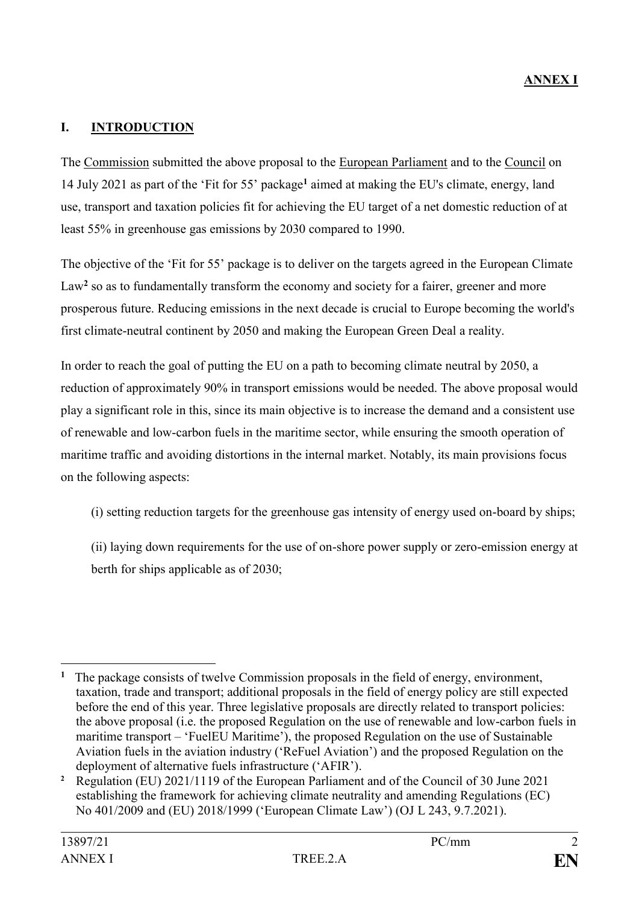**ANNEX I**

## I. INTRODUCTION

The Commission submitted the above proposal to the European Parliament and to the Council on 14 July 2021 as part of the 'Fit for 55' package[1] aimed at making the EU's climate, energy, land use, transport and taxation policies fit for achieving the EU target of a net domestic reduction of at least 55% in greenhouse gas emissions by 2030 compared to 1990.

The objective of the 'Fit for 55' package is to deliver on the targets agreed in the European Climate Law[2] so as to fundamentally transform the economy and society for a fairer, greener and more prosperous future. Reducing emissions in the next decade is crucial to Europe becoming the world's first climate-neutral continent by 2050 and making the European Green Deal a reality.

In order to reach the goal of putting the EU on a path to becoming climate neutral by 2050, a reduction of approximately 90% in transport emissions would be needed. The above proposal would play a significant role in this, since its main objective is to increase the demand and a consistent use of renewable and low-carbon fuels in the maritime sector, while ensuring the smooth operation of maritime traffic and avoiding distortions in the internal market. Notably, its main provisions focus on the following aspects:

(i) setting reduction targets for the greenhouse gas intensity of energy used on-board by ships;

(ii) laying down requirements for the use of on-shore power supply or zero-emission energy at berth for ships applicable as of 2030;

---

[1] The package consists of twelve Commission proposals in the field of energy, environment, taxation, trade and transport; additional proposals in the field of energy policy are still expected before the end of this year. Three legislative proposals are directly related to transport policies: the above proposal (i.e. the proposed Regulation on the use of renewable and low-carbon fuels in maritime transport – 'FuelEU Maritime'), the proposed Regulation on the use of Sustainable Aviation fuels in the aviation industry ('ReFuel Aviation') and the proposed Regulation on the deployment of alternative fuels infrastructure ('AFIR').

[2] Regulation (EU) 2021/1119 of the European Parliament and of the Council of 30 June 2021 establishing the framework for achieving climate neutrality and amending Regulations (EC) No 401/2009 and (EU) 2018/1999 ('European Climate Law') (OJ L 243, 9.7.2021).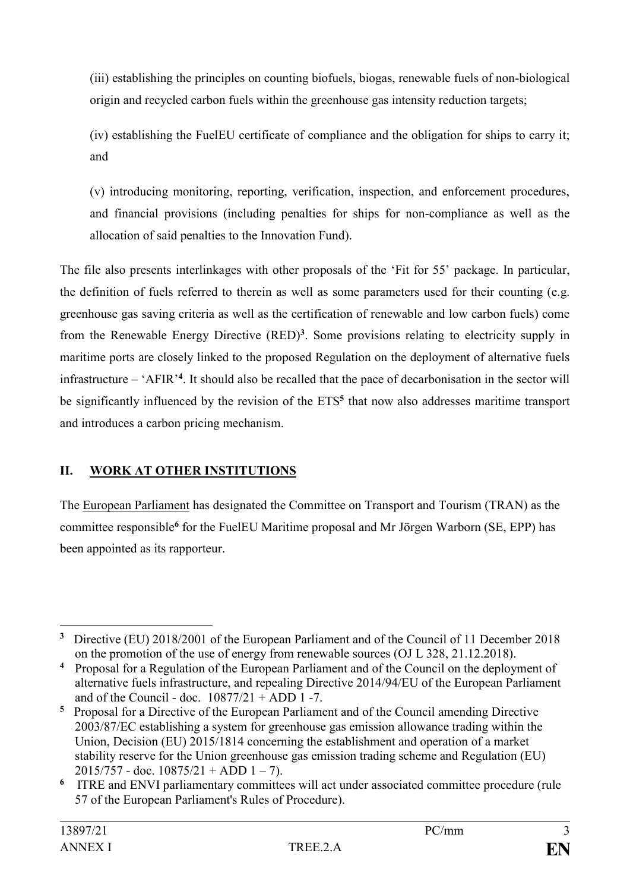(iii) establishing the principles on counting biofuels, biogas, renewable fuels of non-biological origin and recycled carbon fuels within the greenhouse gas intensity reduction targets;

(iv) establishing the FuelEU certificate of compliance and the obligation for ships to carry it; and

(v) introducing monitoring, reporting, verification, inspection, and enforcement procedures, and financial provisions (including penalties for ships for non-compliance as well as the allocation of said penalties to the Innovation Fund).

The file also presents interlinkages with other proposals of the 'Fit for 55' package. In particular, the definition of fuels referred to therein as well as some parameters used for their counting (e.g. greenhouse gas saving criteria as well as the certification of renewable and low carbon fuels) come from the Renewable Energy Directive (RED)[3]. Some provisions relating to electricity supply in maritime ports are closely linked to the proposed Regulation on the deployment of alternative fuels infrastructure – 'AFIR'[4]. It should also be recalled that the pace of decarbonisation in the sector will be significantly influenced by the revision of the ETS[5] that now also addresses maritime transport and introduces a carbon pricing mechanism.

## II. WORK AT OTHER INSTITUTIONS

The European Parliament has designated the Committee on Transport and Tourism (TRAN) as the committee responsible[6] for the FuelEU Maritime proposal and Mr Jörgen Warborn (SE, EPP) has been appointed as its rapporteur.

---

[3] Directive (EU) 2018/2001 of the European Parliament and of the Council of 11 December 2018 on the promotion of the use of energy from renewable sources (OJ L 328, 21.12.2018).

[4] Proposal for a Regulation of the European Parliament and of the Council on the deployment of alternative fuels infrastructure, and repealing Directive 2014/94/EU of the European Parliament and of the Council - doc. 10877/21 + ADD 1 -7.

[5] Proposal for a Directive of the European Parliament and of the Council amending Directive 2003/87/EC establishing a system for greenhouse gas emission allowance trading within the Union, Decision (EU) 2015/1814 concerning the establishment and operation of a market stability reserve for the Union greenhouse gas emission trading scheme and Regulation (EU) 2015/757 - doc. 10875/21 + ADD 1 – 7).

[6] ITRE and ENVI parliamentary committees will act under associated committee procedure (rule 57 of the European Parliament's Rules of Procedure).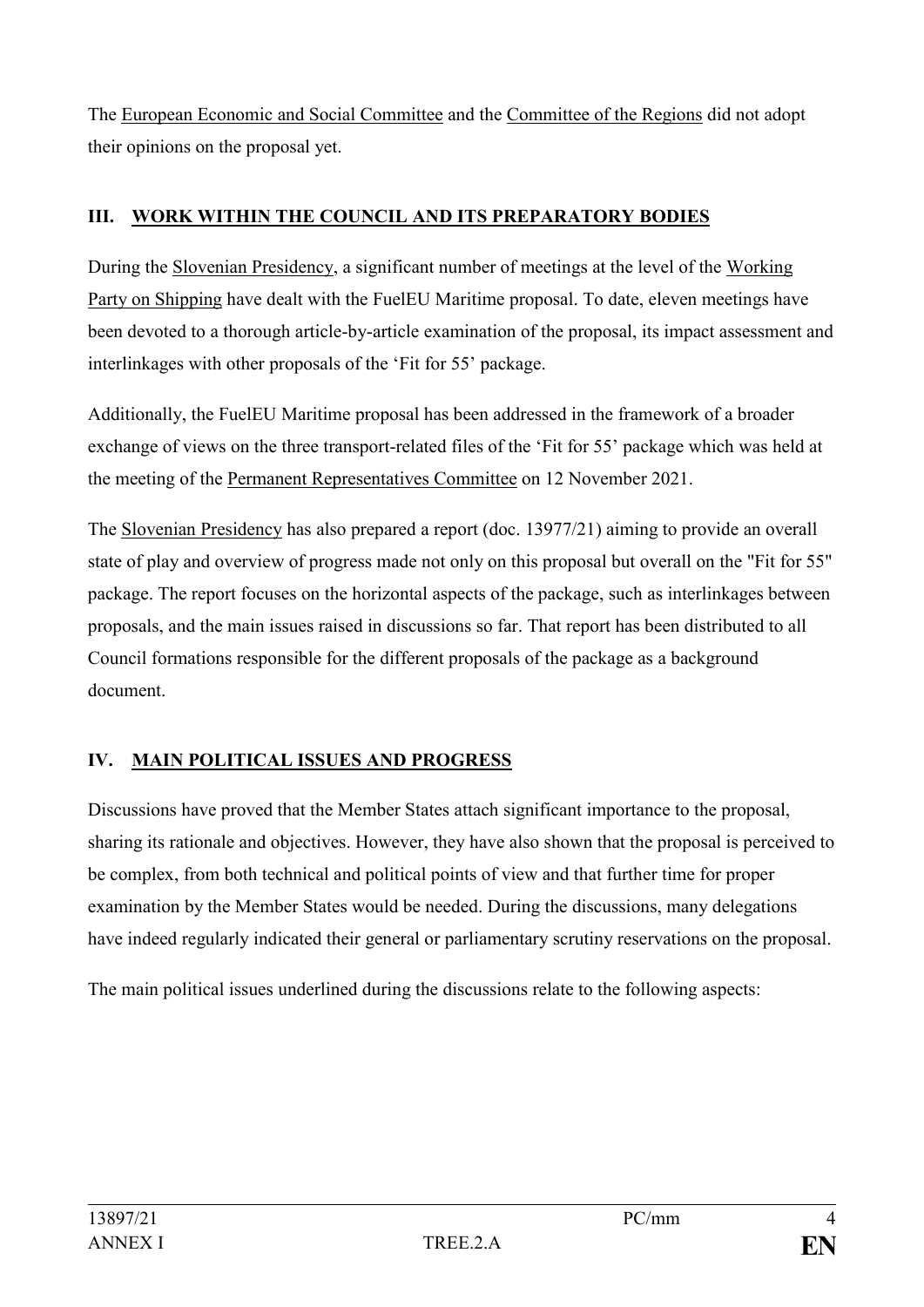The European Economic and Social Committee and the Committee of the Regions did not adopt their opinions on the proposal yet.

## III. WORK WITHIN THE COUNCIL AND ITS PREPARATORY BODIES

During the Slovenian Presidency, a significant number of meetings at the level of the Working Party on Shipping have dealt with the FuelEU Maritime proposal. To date, eleven meetings have been devoted to a thorough article-by-article examination of the proposal, its impact assessment and interlinkages with other proposals of the 'Fit for 55' package.

Additionally, the FuelEU Maritime proposal has been addressed in the framework of a broader exchange of views on the three transport-related files of the 'Fit for 55' package which was held at the meeting of the Permanent Representatives Committee on 12 November 2021.

The Slovenian Presidency has also prepared a report (doc. 13977/21) aiming to provide an overall state of play and overview of progress made not only on this proposal but overall on the "Fit for 55" package. The report focuses on the horizontal aspects of the package, such as interlinkages between proposals, and the main issues raised in discussions so far. That report has been distributed to all Council formations responsible for the different proposals of the package as a background document.

## IV. MAIN POLITICAL ISSUES AND PROGRESS

Discussions have proved that the Member States attach significant importance to the proposal, sharing its rationale and objectives. However, they have also shown that the proposal is perceived to be complex, from both technical and political points of view and that further time for proper examination by the Member States would be needed. During the discussions, many delegations have indeed regularly indicated their general or parliamentary scrutiny reservations on the proposal.

The main political issues underlined during the discussions relate to the following aspects: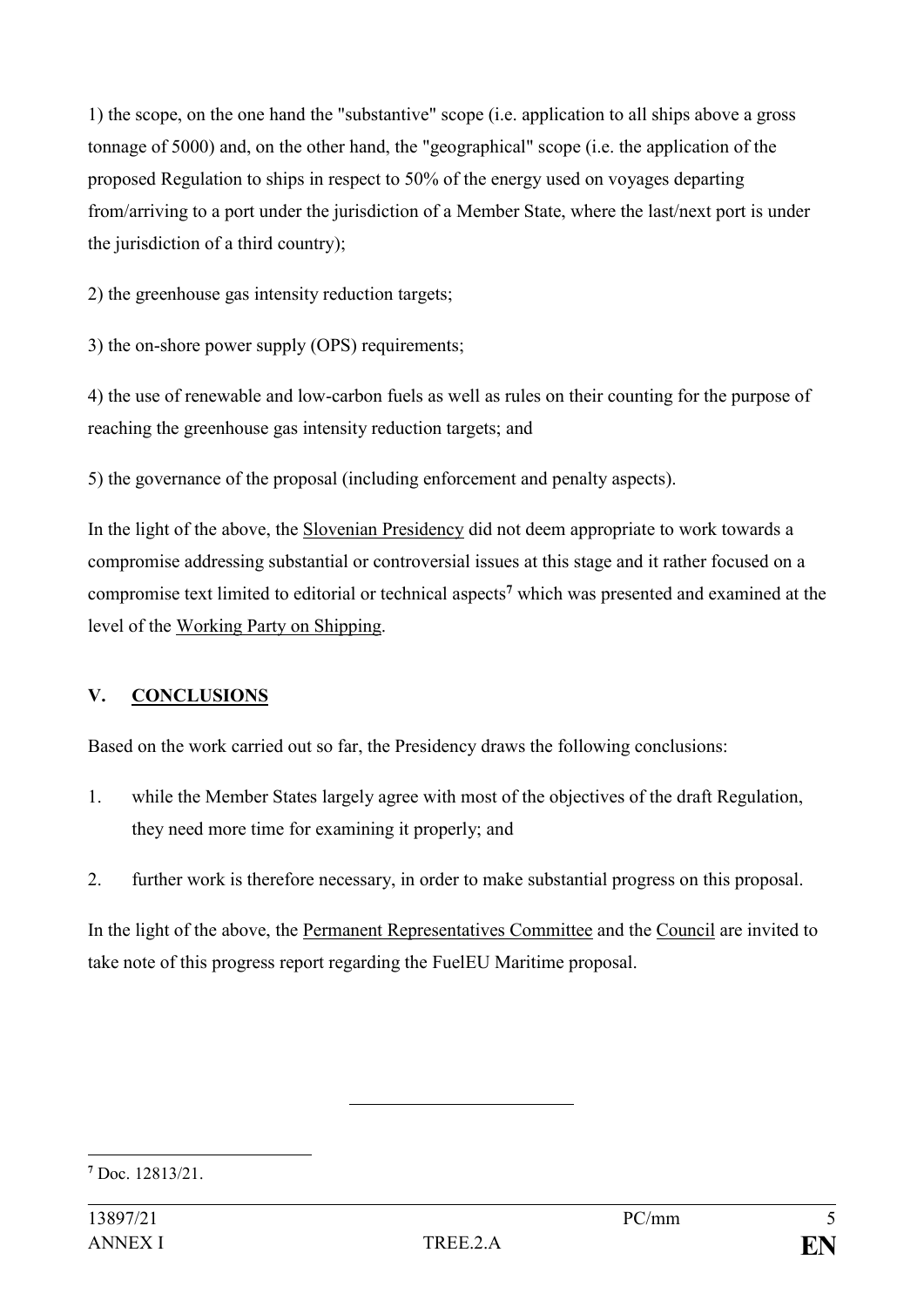1) the scope, on the one hand the "substantive" scope (i.e. application to all ships above a gross tonnage of 5000) and, on the other hand, the "geographical" scope (i.e. the application of the proposed Regulation to ships in respect to 50% of the energy used on voyages departing from/arriving to a port under the jurisdiction of a Member State, where the last/next port is under the jurisdiction of a third country);

2) the greenhouse gas intensity reduction targets;

3) the on-shore power supply (OPS) requirements;

4) the use of renewable and low-carbon fuels as well as rules on their counting for the purpose of reaching the greenhouse gas intensity reduction targets; and

5) the governance of the proposal (including enforcement and penalty aspects).

In the light of the above, the Slovenian Presidency did not deem appropriate to work towards a compromise addressing substantial or controversial issues at this stage and it rather focused on a compromise text limited to editorial or technical aspects[7] which was presented and examined at the level of the Working Party on Shipping.

## V. CONCLUSIONS

Based on the work carried out so far, the Presidency draws the following conclusions:

1. while the Member States largely agree with most of the objectives of the draft Regulation, they need more time for examining it properly; and
2. further work is therefore necessary, in order to make substantial progress on this proposal.

In the light of the above, the Permanent Representatives Committee and the Council are invited to take note of this progress report regarding the FuelEU Maritime proposal.

---

[7] Doc. 12813/21.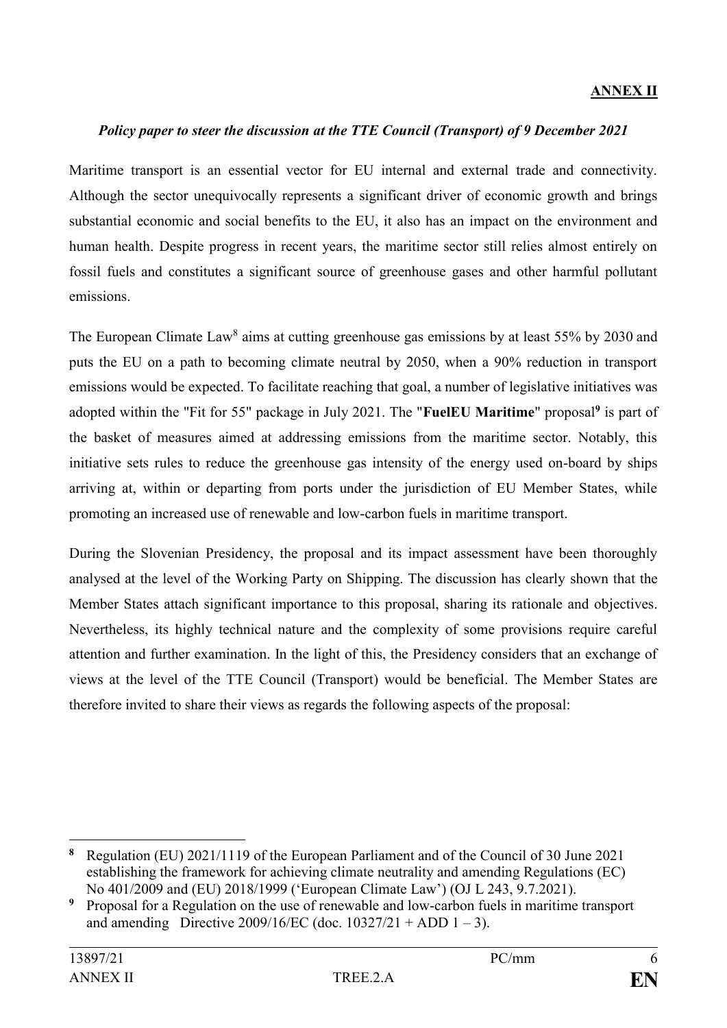**ANNEX II**

***Policy paper to steer the discussion at the TTE Council (Transport) of 9 December 2021***

Maritime transport is an essential vector for EU internal and external trade and connectivity. Although the sector unequivocally represents a significant driver of economic growth and brings substantial economic and social benefits to the EU, it also has an impact on the environment and human health. Despite progress in recent years, the maritime sector still relies almost entirely on fossil fuels and constitutes a significant source of greenhouse gases and other harmful pollutant emissions.

The European Climate Law[8] aims at cutting greenhouse gas emissions by at least 55% by 2030 and puts the EU on a path to becoming climate neutral by 2050, when a 90% reduction in transport emissions would be expected. To facilitate reaching that goal, a number of legislative initiatives was adopted within the "Fit for 55" package in July 2021. The "**FuelEU Maritime**" proposal[9] is part of the basket of measures aimed at addressing emissions from the maritime sector. Notably, this initiative sets rules to reduce the greenhouse gas intensity of the energy used on-board by ships arriving at, within or departing from ports under the jurisdiction of EU Member States, while promoting an increased use of renewable and low-carbon fuels in maritime transport.

During the Slovenian Presidency, the proposal and its impact assessment have been thoroughly analysed at the level of the Working Party on Shipping. The discussion has clearly shown that the Member States attach significant importance to this proposal, sharing its rationale and objectives. Nevertheless, its highly technical nature and the complexity of some provisions require careful attention and further examination. In the light of this, the Presidency considers that an exchange of views at the level of the TTE Council (Transport) would be beneficial. The Member States are therefore invited to share their views as regards the following aspects of the proposal:

---

[8] Regulation (EU) 2021/1119 of the European Parliament and of the Council of 30 June 2021 establishing the framework for achieving climate neutrality and amending Regulations (EC) No 401/2009 and (EU) 2018/1999 ('European Climate Law') (OJ L 243, 9.7.2021).

[9] Proposal for a Regulation on the use of renewable and low-carbon fuels in maritime transport and amending Directive 2009/16/EC (doc. 10327/21 + ADD 1 – 3).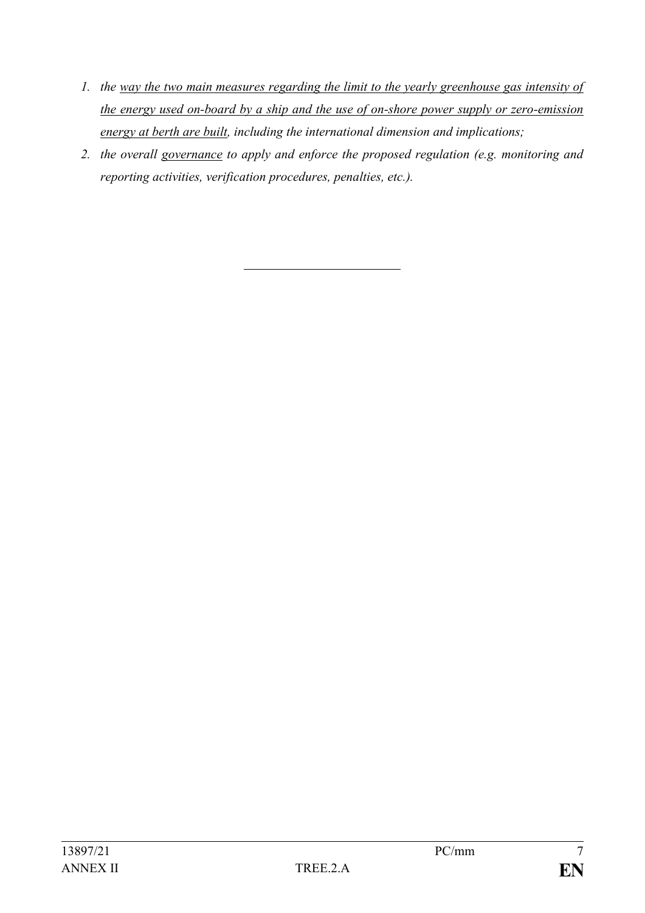1. *the <u>way the two main measures regarding the limit to the yearly greenhouse gas intensity of the energy used on-board by a ship and the use of on-shore power supply or zero-emission energy at berth are built</u>, including the international dimension and implications;*
2. *the overall <u>governance</u> to apply and enforce the proposed regulation (e.g. monitoring and reporting activities, verification procedures, penalties, etc.).*

---